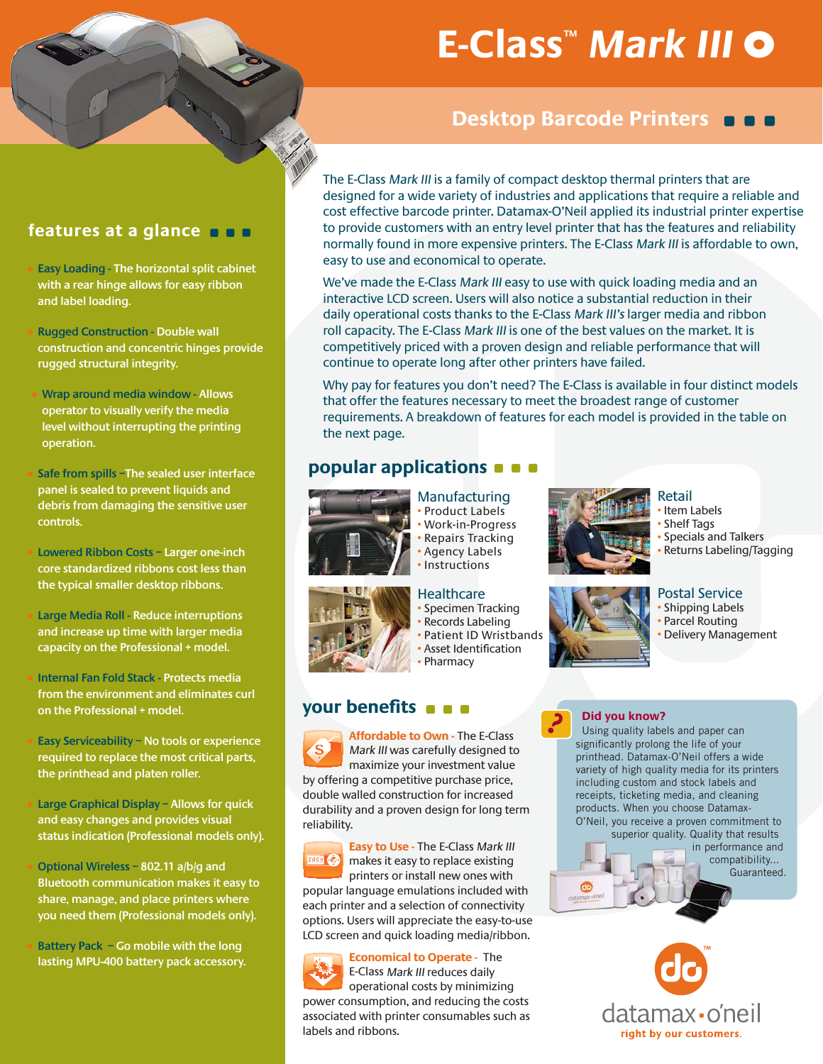# E-Class™ *Mark III*

## Desktop Barcode Printers

The E-Class *Mark III* is a family of compact desktop thermal printers that are designed for a wide variety of industries and applications that require a reliable and cost effective barcode printer. Datamax-O'Neil applied its industrial printer expertise to provide customers with an entry level printer that has the features and reliability normally found in more expensive printers. The E-Class *Mark III* is affordable to own, easy to use and economical to operate.

We've made the E-Class *Mark III* easy to use with quick loading media and an interactive LCD screen. Users will also notice a substantial reduction in their daily operational costs thanks to the E-Class *Mark III's* larger media and ribbon roll capacity. The E-Class *Mark III* is one of the best values on the market. It is competitively priced with a proven design and reliable performance that will continue to operate long after other printers have failed.

Why pay for features you don't need? The E-Class is available in four distinct models that offer the features necessary to meet the broadest range of customer requirements. A breakdown of features for each model is provided in the table on the next page.

## features at a glance

- **Easy Loading** - The horizontal split cabinet with a rear hinge allows for easy ribbon and label loading.
- **Rugged Construction** - Double wall construction and concentric hinges provide rugged structural integrity.
- **Wrap around media window** - Allows operator to visually verify the media level without interrupting the printing operation.
- **Safe from spills** – The sealed user interface panel is sealed to prevent liquids and debris from damaging the sensitive user controls.
- **Lowered Ribbon Costs** – Larger one-inch core standardized ribbons cost less than the typical smaller desktop ribbons.
- **Large Media Roll** - Reduce interruptions and increase up time with larger media capacity on the Professional + model.
- **Internal Fan Fold Stack** - Protects media from the environment and eliminates curl on the Professional + model.
- **Easy Serviceability** – No tools or experience required to replace the most critical parts, the printhead and platen roller.
- **Large Graphical Display** – Allows for quick and easy changes and provides visual status indication (Professional models only).
- **Optional Wireless** – 802.11 a/b/g and Bluetooth communication makes it easy to share, manage, and place printers where you need them (Professional models only).
- **Battery Pack** – Go mobile with the long lasting MPU-400 battery pack accessory.

## popular applications

### Manufacturing
- Product Labels
- Work-in-Progress
- Repairs Tracking
- Agency Labels
- Instructions

### Retail
- Item Labels
- Shelf Tags
- Specials and Talkers
- Returns Labeling/Tagging

### Healthcare
- Specimen Tracking
- Records Labeling
- Patient ID Wristbands
- Asset Identification
- Pharmacy

### Postal Service
- Shipping Labels
- Parcel Routing
- Delivery Management

## your benefits

**Affordable to Own** - The E-Class *Mark III* was carefully designed to maximize your investment value by offering a competitive purchase price, double walled construction for increased durability and a proven design for long term reliability.

**Easy to Use** - The E-Class *Mark III* makes it easy to replace existing printers or install new ones with popular language emulations included with each printer and a selection of connectivity options. Users will appreciate the easy-to-use LCD screen and quick loading media/ribbon.

**Economical to Operate** - The E-Class *Mark III* reduces daily operational costs by minimizing power consumption, and reducing the costs associated with printer consumables such as labels and ribbons.

### Did you know?

Using quality labels and paper can significantly prolong the life of your printhead. Datamax-O'Neil offers a wide variety of high quality media for its printers including custom and stock labels and receipts, ticketing media, and cleaning products. When you choose Datamax-O'Neil, you receive a proven commitment to superior quality. Quality that results in performance and compatibility... Guaranteed.

datamax-o'neil™
right by our customers.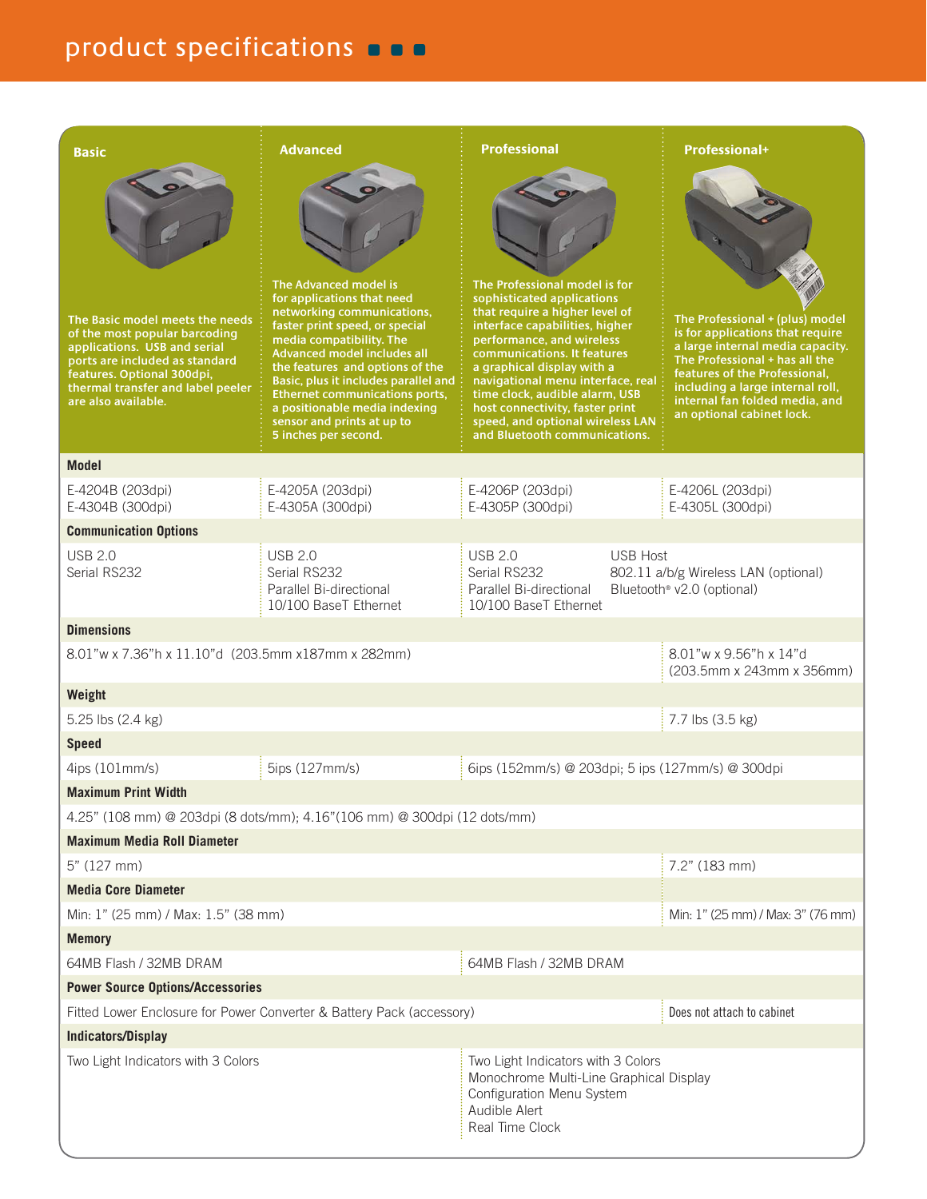# product specifications

| Basic | Advanced | Professional | Professional+ |
|---|---|---|---|
| The Basic model meets the needs of the most popular barcoding applications. USB and serial ports are included as standard features. Optional 300dpi, thermal transfer and label peeler are also available. | The Advanced model is for applications that need networking communications, faster print speed, or special media compatibility. The Advanced model includes all the features and options of the Basic, plus it includes parallel and Ethernet communications ports, a positionable media indexing sensor and prints at up to 5 inches per second. | The Professional model is for sophisticated applications that require a higher level of interface capabilities, higher performance, and wireless communications. It features a graphical display with a navigational menu interface, real time clock, audible alarm, USB host connectivity, faster print speed, and optional wireless LAN and Bluetooth communications. | The Professional + (plus) model is for applications that require a large internal media capacity. The Professional + has all the features of the Professional, including a large internal roll, internal fan folded media, and an optional cabinet lock. |
| **Model** | | | |
| E-4204B (203dpi)<br>E-4304B (300dpi) | E-4205A (203dpi)<br>E-4305A (300dpi) | E-4206P (203dpi)<br>E-4305P (300dpi) | E-4206L (203dpi)<br>E-4305L (300dpi) |
| **Communication Options** | | | |
| USB 2.0<br>Serial RS232 | USB 2.0<br>Serial RS232<br>Parallel Bi-directional<br>10/100 BaseT Ethernet | USB 2.0<br>Serial RS232<br>Parallel Bi-directional<br>10/100 BaseT Ethernet<br>USB Host<br>802.11 a/b/g Wireless LAN (optional)<br>Bluetooth® v2.0 (optional) | |
| **Dimensions** | | | |
| 8.01"w x 7.36"h x 11.10"d (203.5mm x187mm x 282mm) | | | 8.01"w x 9.56"h x 14"d (203.5mm x 243mm x 356mm) |
| **Weight** | | | |
| 5.25 lbs (2.4 kg) | | | 7.7 lbs (3.5 kg) |
| **Speed** | | | |
| 4ips (101mm/s) | 5ips (127mm/s) | 6ips (152mm/s) @ 203dpi; 5 ips (127mm/s) @ 300dpi | |
| **Maximum Print Width** | | | |
| 4.25" (108 mm) @ 203dpi (8 dots/mm); 4.16"(106 mm) @ 300dpi (12 dots/mm) | | | |
| **Maximum Media Roll Diameter** | | | |
| 5" (127 mm) | | | 7.2" (183 mm) |
| **Media Core Diameter** | | | |
| Min: 1" (25 mm) / Max: 1.5" (38 mm) | | | Min: 1" (25 mm) / Max: 3" (76 mm) |
| **Memory** | | | |
| 64MB Flash / 32MB DRAM | | 64MB Flash / 32MB DRAM | |
| **Power Source Options/Accessories** | | | |
| Fitted Lower Enclosure for Power Converter & Battery Pack (accessory) | | | Does not attach to cabinet |
| **Indicators/Display** | | | |
| Two Light Indicators with 3 Colors | | Two Light Indicators with 3 Colors<br>Monochrome Multi-Line Graphical Display<br>Configuration Menu System<br>Audible Alert<br>Real Time Clock | |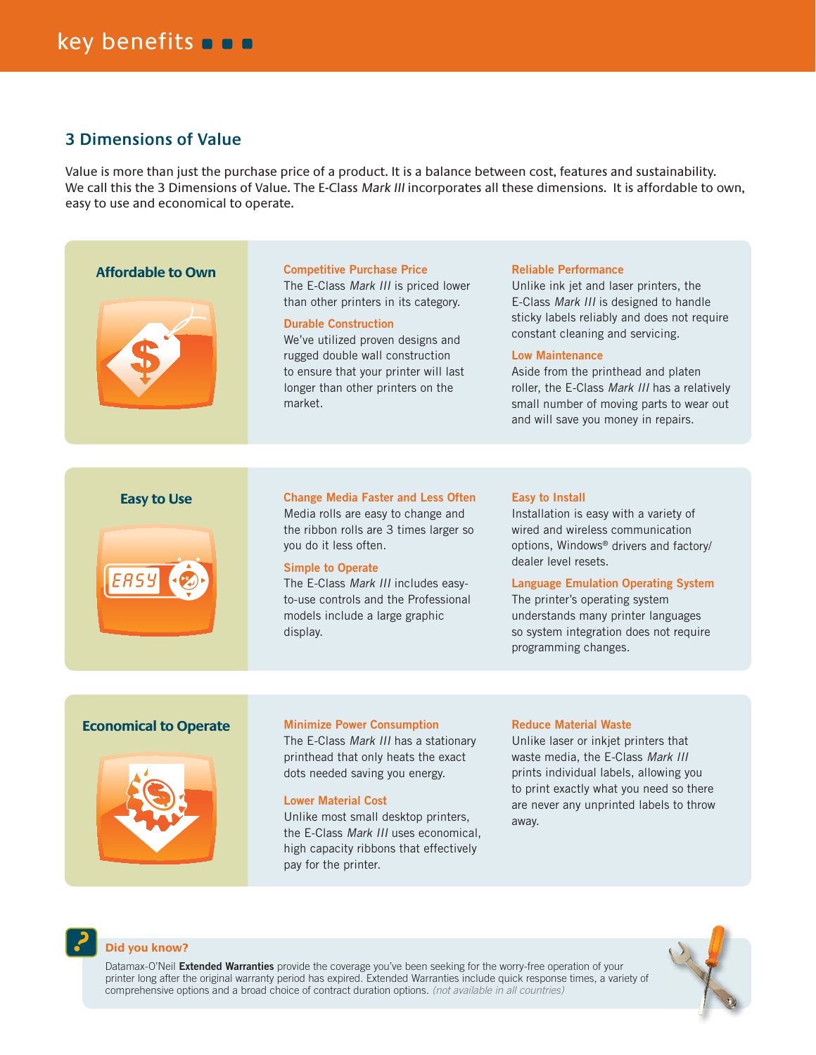# key benefits

## 3 Dimensions of Value

Value is more than just the purchase price of a product. It is a balance between cost, features and sustainability. We call this the 3 Dimensions of Value. The E-Class *Mark III* incorporates all these dimensions. It is affordable to own, easy to use and economical to operate.

### Affordable to Own

**Competitive Purchase Price**
The E-Class *Mark III* is priced lower than other printers in its category.

**Durable Construction**
We've utilized proven designs and rugged double wall construction to ensure that your printer will last longer than other printers on the market.

**Reliable Performance**
Unlike ink jet and laser printers, the E-Class *Mark III* is designed to handle sticky labels reliably and does not require constant cleaning and servicing.

**Low Maintenance**
Aside from the printhead and platen roller, the E-Class *Mark III* has a relatively small number of moving parts to wear out and will save you money in repairs.

### Easy to Use

**Change Media Faster and Less Often**
Media rolls are easy to change and the ribbon rolls are 3 times larger so you do it less often.

**Simple to Operate**
The E-Class *Mark III* includes easy-to-use controls and the Professional models include a large graphic display.

**Easy to Install**
Installation is easy with a variety of wired and wireless communication options, Windows® drivers and factory/dealer level resets.

**Language Emulation Operating System**
The printer's operating system understands many printer languages so system integration does not require programming changes.

### Economical to Operate

**Minimize Power Consumption**
The E-Class *Mark III* has a stationary printhead that only heats the exact dots needed saving you energy.

**Lower Material Cost**
Unlike most small desktop printers, the E-Class *Mark III* uses economical, high capacity ribbons that effectively pay for the printer.

**Reduce Material Waste**
Unlike laser or inkjet printers that waste media, the E-Class *Mark III* prints individual labels, allowing you to print exactly what you need so there are never any unprinted labels to throw away.

**Did you know?**

Datamax-O'Neil **Extended Warranties** provide the coverage you've been seeking for the worry-free operation of your printer long after the original warranty period has expired. Extended Warranties include quick response times, a variety of comprehensive options and a broad choice of contract duration options. *(not available in all countries)*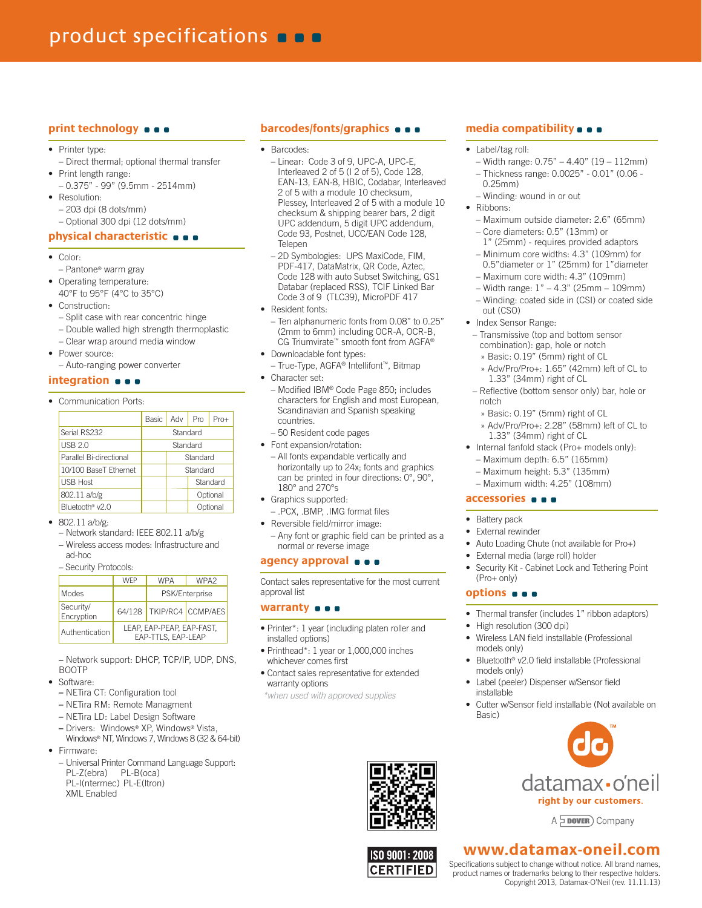# product specifications

## print technology

- Printer type:
  - Direct thermal; optional thermal transfer
- Print length range:
  - 0.375" - 99" (9.5mm - 2514mm)
- Resolution:
  - 203 dpi (8 dots/mm)
  - Optional 300 dpi (12 dots/mm)

## physical characteristic

- Color:
  - Pantone® warm gray
- Operating temperature:
  40°F to 95°F (4°C to 35°C)
- Construction:
  - Split case with rear concentric hinge
  - Double walled high strength thermoplastic
  - Clear wrap around media window
- Power source:
  - Auto-ranging power converter

## integration

- Communication Ports:

| | Basic | Adv | Pro | Pro+ |
|---|---|---|---|---|
| Serial RS232 | Standard | | | |
| USB 2.0 | Standard | | | |
| Parallel Bi-directional | | Standard | | |
| 10/100 BaseT Ethernet | | Standard | | |
| USB Host | | | Standard | |
| 802.11 a/b/g | | | Optional | |
| Bluetooth® v2.0 | | | Optional | |

- 802.11 a/b/g:
  - Network standard: IEEE 802.11 a/b/g
  - Wireless access modes: Infrastructure and ad-hoc
  - Security Protocols:

| | WEP | WPA | WPA2 |
|---|---|---|---|
| Modes | | PSK/Enterprise | |
| Security/ Encryption | 64/128 | TKIP/RC4 | CCMP/AES |
| Authentication | LEAP, EAP-PEAP, EAP-FAST, EAP-TTLS, EAP-LEAP | | |

  - Network support: DHCP, TCP/IP, UDP, DNS, BOOTP
- Software:
  - NETira CT: Configuration tool
  - NETira RM: Remote Managment
  - NETira LD: Label Design Software
  - Drivers: Windows® XP, Windows® Vista, Windows® NT, Windows 7, Windows 8 (32 & 64-bit)
- Firmware:
  - Universal Printer Command Language Support:
    PL-Z(ebra) PL-B(oca)
    PL-I(ntermec) PL-E(ltron)
    XML Enabled

## barcodes/fonts/graphics

- Barcodes:
  - Linear: Code 3 of 9, UPC-A, UPC-E, Interleaved 2 of 5 (I 2 of 5), Code 128, EAN-13, EAN-8, HBIC, Codabar, Interleaved 2 of 5 with a module 10 checksum, Plessey, Interleaved 2 of 5 with a module 10 checksum & shipping bearer bars, 2 digit UPC addendum, 5 digit UPC addendum, Code 93, Postnet, UCC/EAN Code 128, Telepen
  - 2D Symbologies: UPS MaxiCode, FIM, PDF-417, DataMatrix, QR Code, Aztec, Code 128 with auto Subset Switching, GS1 Databar (replaced RSS), TCIF Linked Bar Code 3 of 9 (TLC39), MicroPDF 417
- Resident fonts:
  - Ten alphanumeric fonts from 0.08" to 0.25" (2mm to 6mm) including OCR-A, OCR-B, CG Triumvirate™ smooth font from AGFA®
- Downloadable font types:
  - True-Type, AGFA® Intellifont™, Bitmap
- Character set:
  - Modified IBM® Code Page 850; includes characters for English and most European, Scandinavian and Spanish speaking countries.
  - 50 Resident code pages
- Font expansion/rotation:
  - All fonts expandable vertically and horizontally up to 24x; fonts and graphics can be printed in four directions: 0°, 90°, 180° and 270°s
- Graphics supported:
  - .PCX, .BMP, .IMG format files
- Reversible field/mirror image:
  - Any font or graphic field can be printed as a normal or reverse image

## agency approval

Contact sales representative for the most current approval list

## warranty

- Printer*: 1 year (including platen roller and installed options)
- Printhead*: 1 year or 1,000,000 inches whichever comes first
- Contact sales representative for extended warranty options

*when used with approved supplies*

## media compatibility

- Label/tag roll:
  - Width range: 0.75" – 4.40" (19 – 112mm)
  - Thickness range: 0.0025" - 0.01" (0.06 - 0.25mm)
  - Winding: wound in or out
- Ribbons:
  - Maximum outside diameter: 2.6" (65mm)
  - Core diameters: 0.5" (13mm) or 1" (25mm) - requires provided adaptors
  - Minimum core widths: 4.3" (109mm) for 0.5"diameter or 1" (25mm) for 1"diameter
  - Maximum core width: 4.3" (109mm)
  - Width range: 1" – 4.3" (25mm – 109mm)
  - Winding: coated side in (CSI) or coated side out (CSO)
- Index Sensor Range:
  - Transmissive (top and bottom sensor combination): gap, hole or notch
    - Basic: 0.19" (5mm) right of CL
    - Adv/Pro/Pro+: 1.65" (42mm) left of CL to 1.33" (34mm) right of CL
  - Reflective (bottom sensor only) bar, hole or notch
    - Basic: 0.19" (5mm) right of CL
    - Adv/Pro/Pro+: 2.28" (58mm) left of CL to 1.33" (34mm) right of CL
- Internal fanfold stack (Pro+ models only):
  - Maximum depth: 6.5" (165mm)
  - Maximum height: 5.3" (135mm)
  - Maximum width: 4.25" (108mm)

## accessories

- Battery pack
- External rewinder
- Auto Loading Chute (not available for Pro+)
- External media (large roll) holder
- Security Kit - Cabinet Lock and Tethering Point (Pro+ only)

## options

- Thermal transfer (includes 1" ribbon adaptors)
- High resolution (300 dpi)
- Wireless LAN field installable (Professional models only)
- Bluetooth® v2.0 field installable (Professional models only)
- Label (peeler) Dispenser w/Sensor field installable
- Cutter w/Sensor field installable (Not available on Basic)

datamax·o'neil
right by our customers.
A DOVER Company

ISO 9001: 2008 CERTIFIED

**www.datamax-oneil.com**

Specifications subject to change without notice. All brand names, product names or trademarks belong to their respective holders. Copyright 2013, Datamax-O'Neil (rev. 11.11.13)